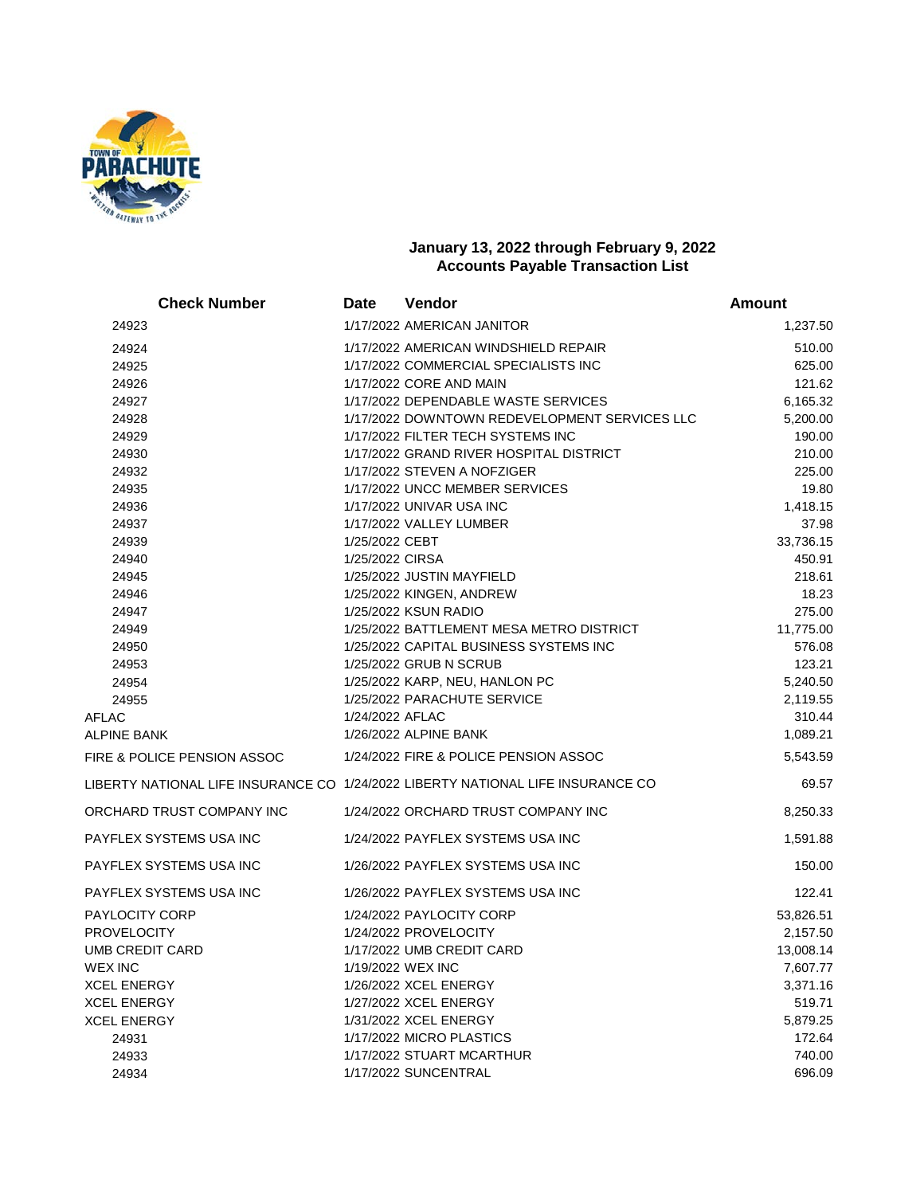## January 13, 2022 through February 9, 2022
## Accounts Payable Transaction List

| Check Number | Date | Vendor | Amount |
|---|---|---|---|
| 24923 | 1/17/2022 | AMERICAN JANITOR | 1,237.50 |
| 24924 | 1/17/2022 | AMERICAN WINDSHIELD REPAIR | 510.00 |
| 24925 | 1/17/2022 | COMMERCIAL SPECIALISTS INC | 625.00 |
| 24926 | 1/17/2022 | CORE AND MAIN | 121.62 |
| 24927 | 1/17/2022 | DEPENDABLE WASTE SERVICES | 6,165.32 |
| 24928 | 1/17/2022 | DOWNTOWN REDEVELOPMENT SERVICES LLC | 5,200.00 |
| 24929 | 1/17/2022 | FILTER TECH SYSTEMS INC | 190.00 |
| 24930 | 1/17/2022 | GRAND RIVER HOSPITAL DISTRICT | 210.00 |
| 24932 | 1/17/2022 | STEVEN A NOFZIGER | 225.00 |
| 24935 | 1/17/2022 | UNCC MEMBER SERVICES | 19.80 |
| 24936 | 1/17/2022 | UNIVAR USA INC | 1,418.15 |
| 24937 | 1/17/2022 | VALLEY LUMBER | 37.98 |
| 24939 | 1/25/2022 | CEBT | 33,736.15 |
| 24940 | 1/25/2022 | CIRSA | 450.91 |
| 24945 | 1/25/2022 | JUSTIN MAYFIELD | 218.61 |
| 24946 | 1/25/2022 | KINGEN, ANDREW | 18.23 |
| 24947 | 1/25/2022 | KSUN RADIO | 275.00 |
| 24949 | 1/25/2022 | BATTLEMENT MESA METRO DISTRICT | 11,775.00 |
| 24950 | 1/25/2022 | CAPITAL BUSINESS SYSTEMS INC | 576.08 |
| 24953 | 1/25/2022 | GRUB N SCRUB | 123.21 |
| 24954 | 1/25/2022 | KARP, NEU, HANLON PC | 5,240.50 |
| 24955 | 1/25/2022 | PARACHUTE SERVICE | 2,119.55 |
| AFLAC | 1/24/2022 | AFLAC | 310.44 |
| ALPINE BANK | 1/26/2022 | ALPINE BANK | 1,089.21 |
| FIRE & POLICE PENSION ASSOC | 1/24/2022 | FIRE & POLICE PENSION ASSOC | 5,543.59 |
| LIBERTY NATIONAL LIFE INSURANCE CO | 1/24/2022 | LIBERTY NATIONAL LIFE INSURANCE CO | 69.57 |
| ORCHARD TRUST COMPANY INC | 1/24/2022 | ORCHARD TRUST COMPANY INC | 8,250.33 |
| PAYFLEX SYSTEMS USA INC | 1/24/2022 | PAYFLEX SYSTEMS USA INC | 1,591.88 |
| PAYFLEX SYSTEMS USA INC | 1/26/2022 | PAYFLEX SYSTEMS USA INC | 150.00 |
| PAYFLEX SYSTEMS USA INC | 1/26/2022 | PAYFLEX SYSTEMS USA INC | 122.41 |
| PAYLOCITY CORP | 1/24/2022 | PAYLOCITY CORP | 53,826.51 |
| PROVELOCITY | 1/24/2022 | PROVELOCITY | 2,157.50 |
| UMB CREDIT CARD | 1/17/2022 | UMB CREDIT CARD | 13,008.14 |
| WEX INC | 1/19/2022 | WEX INC | 7,607.77 |
| XCEL ENERGY | 1/26/2022 | XCEL ENERGY | 3,371.16 |
| XCEL ENERGY | 1/27/2022 | XCEL ENERGY | 519.71 |
| XCEL ENERGY | 1/31/2022 | XCEL ENERGY | 5,879.25 |
| 24931 | 1/17/2022 | MICRO PLASTICS | 172.64 |
| 24933 | 1/17/2022 | STUART MCARTHUR | 740.00 |
| 24934 | 1/17/2022 | SUNCENTRAL | 696.09 |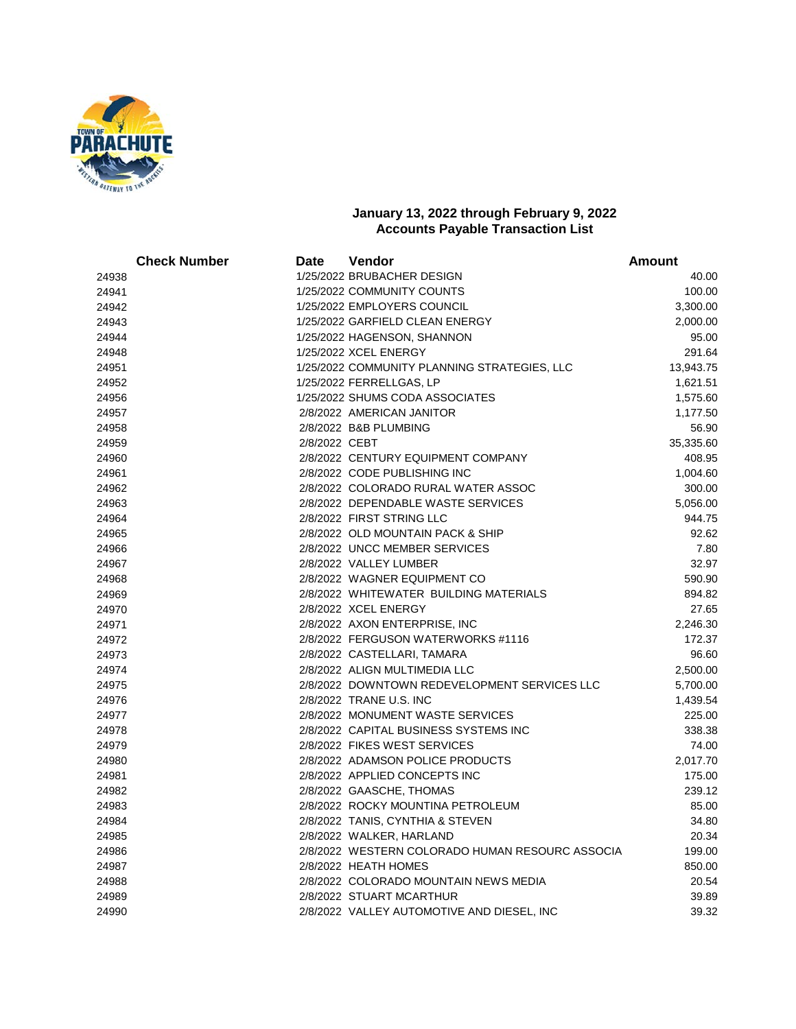## January 13, 2022 through February 9, 2022
## Accounts Payable Transaction List

| Check Number | Date | Vendor | Amount |
|---|---|---|---|
| 24938 | 1/25/2022 | BRUBACHER DESIGN | 40.00 |
| 24941 | 1/25/2022 | COMMUNITY COUNTS | 100.00 |
| 24942 | 1/25/2022 | EMPLOYERS COUNCIL | 3,300.00 |
| 24943 | 1/25/2022 | GARFIELD CLEAN ENERGY | 2,000.00 |
| 24944 | 1/25/2022 | HAGENSON, SHANNON | 95.00 |
| 24948 | 1/25/2022 | XCEL ENERGY | 291.64 |
| 24951 | 1/25/2022 | COMMUNITY PLANNING STRATEGIES, LLC | 13,943.75 |
| 24952 | 1/25/2022 | FERRELLGAS, LP | 1,621.51 |
| 24956 | 1/25/2022 | SHUMS CODA ASSOCIATES | 1,575.60 |
| 24957 | 2/8/2022 | AMERICAN JANITOR | 1,177.50 |
| 24958 | 2/8/2022 | B&B PLUMBING | 56.90 |
| 24959 | 2/8/2022 | CEBT | 35,335.60 |
| 24960 | 2/8/2022 | CENTURY EQUIPMENT COMPANY | 408.95 |
| 24961 | 2/8/2022 | CODE PUBLISHING INC | 1,004.60 |
| 24962 | 2/8/2022 | COLORADO RURAL WATER ASSOC | 300.00 |
| 24963 | 2/8/2022 | DEPENDABLE WASTE SERVICES | 5,056.00 |
| 24964 | 2/8/2022 | FIRST STRING LLC | 944.75 |
| 24965 | 2/8/2022 | OLD MOUNTAIN PACK & SHIP | 92.62 |
| 24966 | 2/8/2022 | UNCC MEMBER SERVICES | 7.80 |
| 24967 | 2/8/2022 | VALLEY LUMBER | 32.97 |
| 24968 | 2/8/2022 | WAGNER EQUIPMENT CO | 590.90 |
| 24969 | 2/8/2022 | WHITEWATER BUILDING MATERIALS | 894.82 |
| 24970 | 2/8/2022 | XCEL ENERGY | 27.65 |
| 24971 | 2/8/2022 | AXON ENTERPRISE, INC | 2,246.30 |
| 24972 | 2/8/2022 | FERGUSON WATERWORKS #1116 | 172.37 |
| 24973 | 2/8/2022 | CASTELLARI, TAMARA | 96.60 |
| 24974 | 2/8/2022 | ALIGN MULTIMEDIA LLC | 2,500.00 |
| 24975 | 2/8/2022 | DOWNTOWN REDEVELOPMENT SERVICES LLC | 5,700.00 |
| 24976 | 2/8/2022 | TRANE U.S. INC | 1,439.54 |
| 24977 | 2/8/2022 | MONUMENT WASTE SERVICES | 225.00 |
| 24978 | 2/8/2022 | CAPITAL BUSINESS SYSTEMS INC | 338.38 |
| 24979 | 2/8/2022 | FIKES WEST SERVICES | 74.00 |
| 24980 | 2/8/2022 | ADAMSON POLICE PRODUCTS | 2,017.70 |
| 24981 | 2/8/2022 | APPLIED CONCEPTS INC | 175.00 |
| 24982 | 2/8/2022 | GAASCHE, THOMAS | 239.12 |
| 24983 | 2/8/2022 | ROCKY MOUNTINA PETROLEUM | 85.00 |
| 24984 | 2/8/2022 | TANIS, CYNTHIA & STEVEN | 34.80 |
| 24985 | 2/8/2022 | WALKER, HARLAND | 20.34 |
| 24986 | 2/8/2022 | WESTERN COLORADO HUMAN RESOURC ASSOCIA | 199.00 |
| 24987 | 2/8/2022 | HEATH HOMES | 850.00 |
| 24988 | 2/8/2022 | COLORADO MOUNTAIN NEWS MEDIA | 20.54 |
| 24989 | 2/8/2022 | STUART MCARTHUR | 39.89 |
| 24990 | 2/8/2022 | VALLEY AUTOMOTIVE AND DIESEL, INC | 39.32 |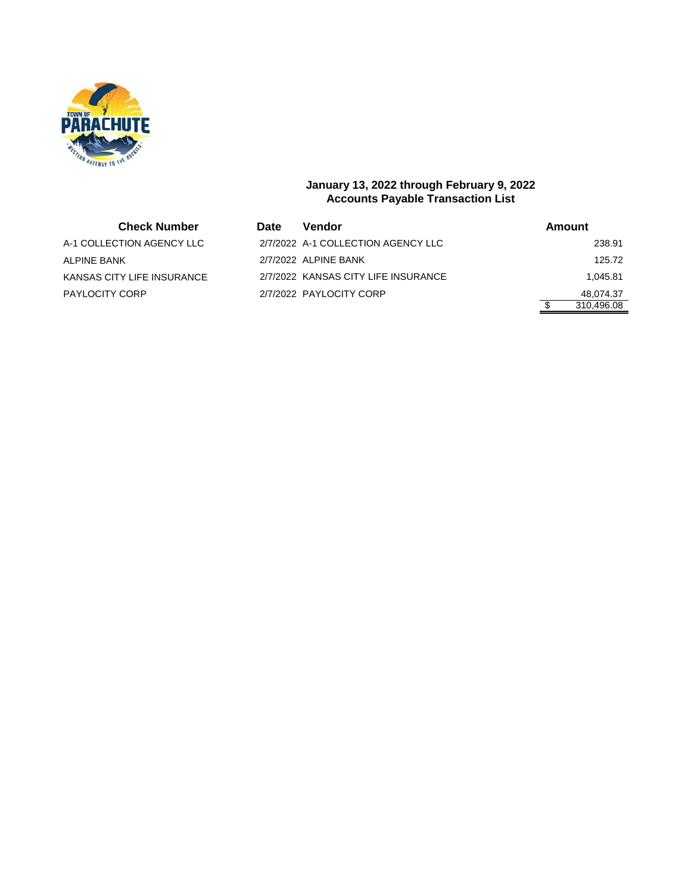**January 13, 2022 through February 9, 2022**
**Accounts Payable Transaction List**

| Check Number | Date | Vendor | Amount |
|---|---|---|---|
| A-1 COLLECTION AGENCY LLC | 2/7/2022 | A-1 COLLECTION AGENCY LLC | 238.91 |
| ALPINE BANK | 2/7/2022 | ALPINE BANK | 125.72 |
| KANSAS CITY LIFE INSURANCE | 2/7/2022 | KANSAS CITY LIFE INSURANCE | 1,045.81 |
| PAYLOCITY CORP | 2/7/2022 | PAYLOCITY CORP | 48,074.37 |
| | | | $ 310,496.08 |